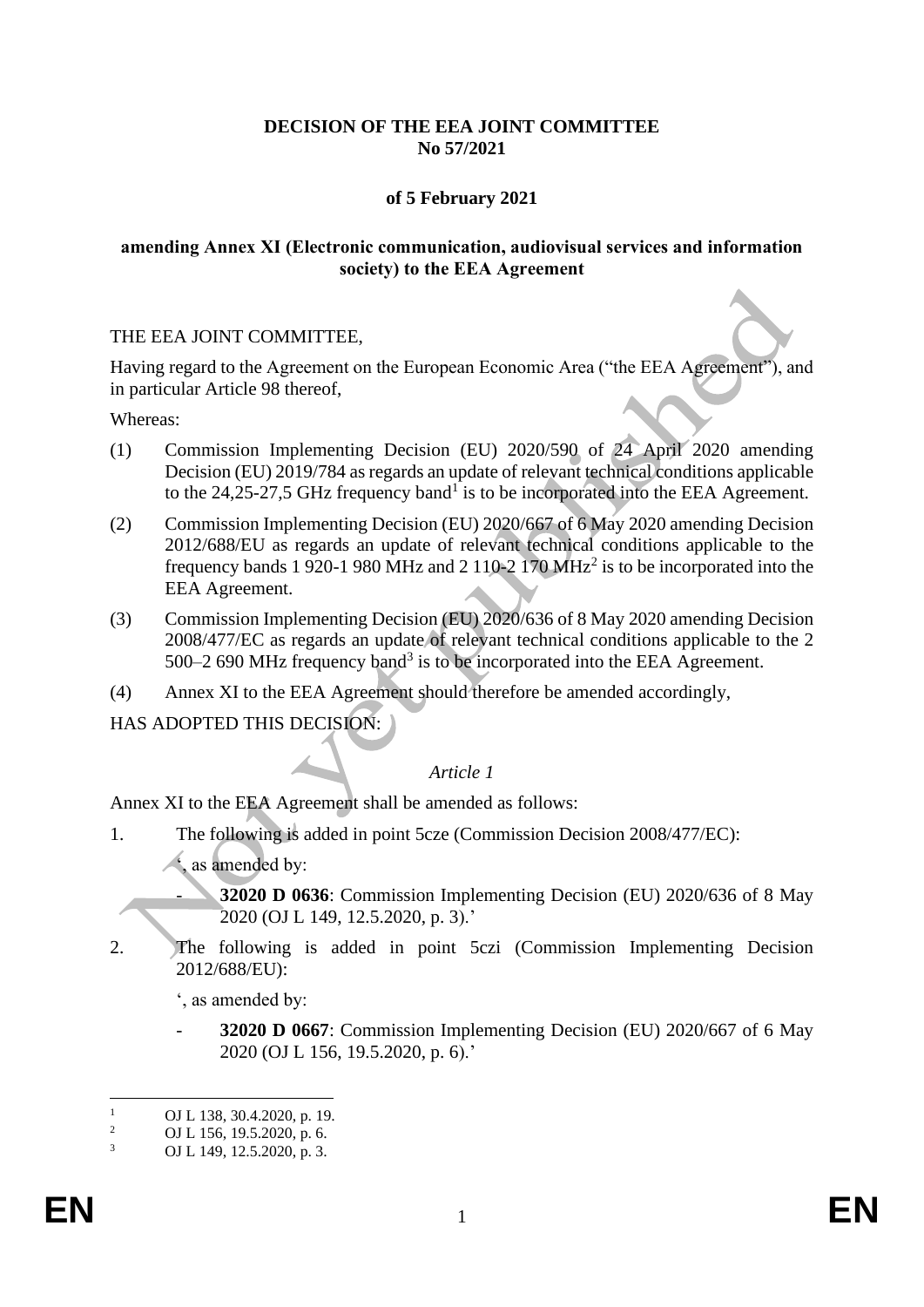**DECISION OF THE EEA JOINT COMMITTEE**
**No 57/2021**

**of 5 February 2021**

**amending Annex XI (Electronic communication, audiovisual services and information society) to the EEA Agreement**

THE EEA JOINT COMMITTEE,

Having regard to the Agreement on the European Economic Area ("the EEA Agreement"), and in particular Article 98 thereof,

Whereas:

(1) Commission Implementing Decision (EU) 2020/590 of 24 April 2020 amending Decision (EU) 2019/784 as regards an update of relevant technical conditions applicable to the 24,25-27,5 GHz frequency band[1] is to be incorporated into the EEA Agreement.

(2) Commission Implementing Decision (EU) 2020/667 of 6 May 2020 amending Decision 2012/688/EU as regards an update of relevant technical conditions applicable to the frequency bands 1 920-1 980 MHz and 2 110-2 170 MHz[2] is to be incorporated into the EEA Agreement.

(3) Commission Implementing Decision (EU) 2020/636 of 8 May 2020 amending Decision 2008/477/EC as regards an update of relevant technical conditions applicable to the 2 500–2 690 MHz frequency band[3] is to be incorporated into the EEA Agreement.

(4) Annex XI to the EEA Agreement should therefore be amended accordingly,

HAS ADOPTED THIS DECISION:

*Article 1*

Annex XI to the EEA Agreement shall be amended as follows:

1. The following is added in point 5cze (Commission Decision 2008/477/EC):

   ', as amended by:

   - **32020 D 0636**: Commission Implementing Decision (EU) 2020/636 of 8 May 2020 (OJ L 149, 12.5.2020, p. 3).'

2. The following is added in point 5czi (Commission Implementing Decision 2012/688/EU):

   ', as amended by:

   - **32020 D 0667**: Commission Implementing Decision (EU) 2020/667 of 6 May 2020 (OJ L 156, 19.5.2020, p. 6).'

---

[1] OJ L 138, 30.4.2020, p. 19.
[2] OJ L 156, 19.5.2020, p. 6.
[3] OJ L 149, 12.5.2020, p. 3.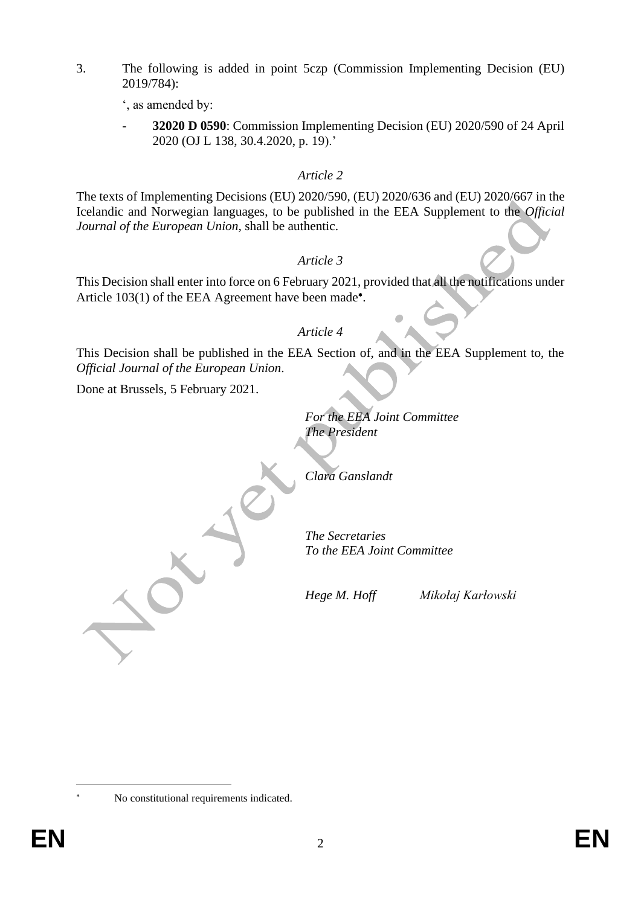3. The following is added in point 5czp (Commission Implementing Decision (EU) 2019/784):

   ', as amended by:

   - **32020 D 0590**: Commission Implementing Decision (EU) 2020/590 of 24 April 2020 (OJ L 138, 30.4.2020, p. 19).'

*Article 2*

The texts of Implementing Decisions (EU) 2020/590, (EU) 2020/636 and (EU) 2020/667 in the Icelandic and Norwegian languages, to be published in the EEA Supplement to the *Official Journal of the European Union*, shall be authentic.

*Article 3*

This Decision shall enter into force on 6 February 2021, provided that all the notifications under Article 103(1) of the EEA Agreement have been made[*].

*Article 4*

This Decision shall be published in the EEA Section of, and in the EEA Supplement to, the *Official Journal of the European Union*.

Done at Brussels, 5 February 2021.

*For the EEA Joint Committee*
*The President*

*Clara Ganslandt*

*The Secretaries*
*To the EEA Joint Committee*

*Hege M. Hoff* *Mikołaj Karłowski*

[*] No constitutional requirements indicated.